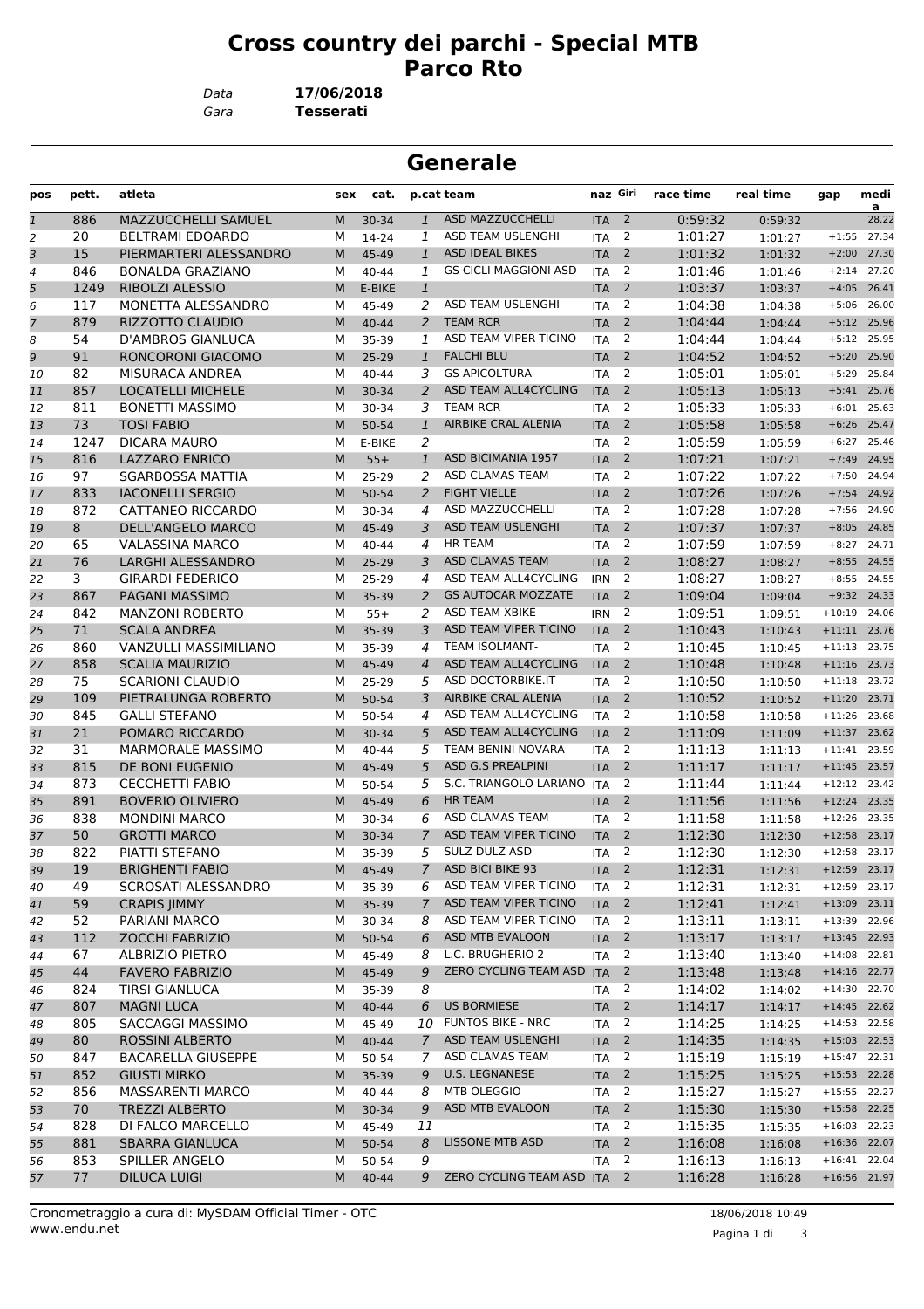# Cross country dei parchi - Special MTB
# Parco Rto

*Data* **17/06/2018**
*Gara* **Tesserati**

## Generale

| pos | pett. | atleta | sex | cat. | p.cat | team | naz | Giri | race time | real time | gap | media |
|---|---|---|---|---|---|---|---|---|---|---|---|---|
| 1 | 886 | MAZZUCCHELLI SAMUEL | M | 30-34 | 1 | ASD MAZZUCCHELLI | ITA | 2 | 0:59:32 | 0:59:32 | | 28.22 |
| 2 | 20 | BELTRAMI EDOARDO | M | 14-24 | 1 | ASD TEAM USLENGHI | ITA | 2 | 1:01:27 | 1:01:27 | +1:55 | 27.34 |
| 3 | 15 | PIERMARTERI ALESSANDRO | M | 45-49 | 1 | ASD IDEAL BIKES | ITA | 2 | 1:01:32 | 1:01:32 | +2:00 | 27.30 |
| 4 | 846 | BONALDA GRAZIANO | M | 40-44 | 1 | GS CICLI MAGGIONI ASD | ITA | 2 | 1:01:46 | 1:01:46 | +2:14 | 27.20 |
| 5 | 1249 | RIBOLZI ALESSIO | M | E-BIKE | 1 | | ITA | 2 | 1:03:37 | 1:03:37 | +4:05 | 26.41 |
| 6 | 117 | MONETTA ALESSANDRO | M | 45-49 | 2 | ASD TEAM USLENGHI | ITA | 2 | 1:04:38 | 1:04:38 | +5:06 | 26.00 |
| 7 | 879 | RIZZOTTO CLAUDIO | M | 40-44 | 2 | TEAM RCR | ITA | 2 | 1:04:44 | 1:04:44 | +5:12 | 25.96 |
| 8 | 54 | D'AMBROS GIANLUCA | M | 35-39 | 1 | ASD TEAM VIPER TICINO | ITA | 2 | 1:04:44 | 1:04:44 | +5:12 | 25.95 |
| 9 | 91 | RONCORONI GIACOMO | M | 25-29 | 1 | FALCHI BLU | ITA | 2 | 1:04:52 | 1:04:52 | +5:20 | 25.90 |
| 10 | 82 | MISURACA ANDREA | M | 40-44 | 3 | GS APICOLTURA | ITA | 2 | 1:05:01 | 1:05:01 | +5:29 | 25.84 |
| 11 | 857 | LOCATELLI MICHELE | M | 30-34 | 2 | ASD TEAM ALL4CYCLING | ITA | 2 | 1:05:13 | 1:05:13 | +5:41 | 25.76 |
| 12 | 811 | BONETTI MASSIMO | M | 30-34 | 3 | TEAM RCR | ITA | 2 | 1:05:33 | 1:05:33 | +6:01 | 25.63 |
| 13 | 73 | TOSI FABIO | M | 50-54 | 1 | AIRBIKE CRAL ALENIA | ITA | 2 | 1:05:58 | 1:05:58 | +6:26 | 25.47 |
| 14 | 1247 | DICARA MAURO | M | E-BIKE | 2 | | ITA | 2 | 1:05:59 | 1:05:59 | +6:27 | 25.46 |
| 15 | 816 | LAZZARO ENRICO | M | 55+ | 1 | ASD BICIMANIA 1957 | ITA | 2 | 1:07:21 | 1:07:21 | +7:49 | 24.95 |
| 16 | 97 | SGARBOSSA MATTIA | M | 25-29 | 2 | ASD CLAMAS TEAM | ITA | 2 | 1:07:22 | 1:07:22 | +7:50 | 24.94 |
| 17 | 833 | IACONELLI SERGIO | M | 50-54 | 2 | FIGHT VIELLE | ITA | 2 | 1:07:26 | 1:07:26 | +7:54 | 24.92 |
| 18 | 872 | CATTANEO RICCARDO | M | 30-34 | 4 | ASD MAZZUCCHELLI | ITA | 2 | 1:07:28 | 1:07:28 | +7:56 | 24.90 |
| 19 | 8 | DELL'ANGELO MARCO | M | 45-49 | 3 | ASD TEAM USLENGHI | ITA | 2 | 1:07:37 | 1:07:37 | +8:05 | 24.85 |
| 20 | 65 | VALASSINA MARCO | M | 40-44 | 4 | HR TEAM | ITA | 2 | 1:07:59 | 1:07:59 | +8:27 | 24.71 |
| 21 | 76 | LARGHI ALESSANDRO | M | 25-29 | 3 | ASD CLAMAS TEAM | ITA | 2 | 1:08:27 | 1:08:27 | +8:55 | 24.55 |
| 22 | 3 | GIRARDI FEDERICO | M | 25-29 | 4 | ASD TEAM ALL4CYCLING | IRN | 2 | 1:08:27 | 1:08:27 | +8:55 | 24.55 |
| 23 | 867 | PAGANI MASSIMO | M | 35-39 | 2 | GS AUTOCAR MOZZATE | ITA | 2 | 1:09:04 | 1:09:04 | +9:32 | 24.33 |
| 24 | 842 | MANZONI ROBERTO | M | 55+ | 2 | ASD TEAM XBIKE | IRN | 2 | 1:09:51 | 1:09:51 | +10:19 | 24.06 |
| 25 | 71 | SCALA ANDREA | M | 35-39 | 3 | ASD TEAM VIPER TICINO | ITA | 2 | 1:10:43 | 1:10:43 | +11:11 | 23.76 |
| 26 | 860 | VANZULLI MASSIMILIANO | M | 35-39 | 4 | TEAM ISOLMANT- | ITA | 2 | 1:10:45 | 1:10:45 | +11:13 | 23.75 |
| 27 | 858 | SCALIA MAURIZIO | M | 45-49 | 4 | ASD TEAM ALL4CYCLING | ITA | 2 | 1:10:48 | 1:10:48 | +11:16 | 23.73 |
| 28 | 75 | SCARIONI CLAUDIO | M | 25-29 | 5 | ASD DOCTORBIKE.IT | ITA | 2 | 1:10:50 | 1:10:50 | +11:18 | 23.72 |
| 29 | 109 | PIETRALUNGA ROBERTO | M | 50-54 | 3 | AIRBIKE CRAL ALENIA | ITA | 2 | 1:10:52 | 1:10:52 | +11:20 | 23.71 |
| 30 | 845 | GALLI STEFANO | M | 50-54 | 4 | ASD TEAM ALL4CYCLING | ITA | 2 | 1:10:58 | 1:10:58 | +11:26 | 23.68 |
| 31 | 21 | POMARO RICCARDO | M | 30-34 | 5 | ASD TEAM ALL4CYCLING | ITA | 2 | 1:11:09 | 1:11:09 | +11:37 | 23.62 |
| 32 | 31 | MARMORALE MASSIMO | M | 40-44 | 5 | TEAM BENINI NOVARA | ITA | 2 | 1:11:13 | 1:11:13 | +11:41 | 23.59 |
| 33 | 815 | DE BONI EUGENIO | M | 45-49 | 5 | ASD G.S PREALPINI | ITA | 2 | 1:11:17 | 1:11:17 | +11:45 | 23.57 |
| 34 | 873 | CECCHETTI FABIO | M | 50-54 | 5 | S.C. TRIANGOLO LARIANO | ITA | 2 | 1:11:44 | 1:11:44 | +12:12 | 23.42 |
| 35 | 891 | BOVERIO OLIVIERO | M | 45-49 | 6 | HR TEAM | ITA | 2 | 1:11:56 | 1:11:56 | +12:24 | 23.35 |
| 36 | 838 | MONDINI MARCO | M | 30-34 | 6 | ASD CLAMAS TEAM | ITA | 2 | 1:11:58 | 1:11:58 | +12:26 | 23.35 |
| 37 | 50 | GROTTI MARCO | M | 30-34 | 7 | ASD TEAM VIPER TICINO | ITA | 2 | 1:12:30 | 1:12:30 | +12:58 | 23.17 |
| 38 | 822 | PIATTI STEFANO | M | 35-39 | 5 | SULZ DULZ ASD | ITA | 2 | 1:12:30 | 1:12:30 | +12:58 | 23.17 |
| 39 | 19 | BRIGHENTI FABIO | M | 45-49 | 7 | ASD BICI BIKE 93 | ITA | 2 | 1:12:31 | 1:12:31 | +12:59 | 23.17 |
| 40 | 49 | SCROSATI ALESSANDRO | M | 35-39 | 6 | ASD TEAM VIPER TICINO | ITA | 2 | 1:12:31 | 1:12:31 | +12:59 | 23.17 |
| 41 | 59 | CRAPIS JIMMY | M | 35-39 | 7 | ASD TEAM VIPER TICINO | ITA | 2 | 1:12:41 | 1:12:41 | +13:09 | 23.11 |
| 42 | 52 | PARIANI MARCO | M | 30-34 | 8 | ASD TEAM VIPER TICINO | ITA | 2 | 1:13:11 | 1:13:11 | +13:39 | 22.96 |
| 43 | 112 | ZOCCHI FABRIZIO | M | 50-54 | 6 | ASD MTB EVALOON | ITA | 2 | 1:13:17 | 1:13:17 | +13:45 | 22.93 |
| 44 | 67 | ALBRIZIO PIETRO | M | 45-49 | 8 | L.C. BRUGHERIO 2 | ITA | 2 | 1:13:40 | 1:13:40 | +14:08 | 22.81 |
| 45 | 44 | FAVERO FABRIZIO | M | 45-49 | 9 | ZERO CYCLING TEAM ASD | ITA | 2 | 1:13:48 | 1:13:48 | +14:16 | 22.77 |
| 46 | 824 | TIRSI GIANLUCA | M | 35-39 | 8 | | ITA | 2 | 1:14:02 | 1:14:02 | +14:30 | 22.70 |
| 47 | 807 | MAGNI LUCA | M | 40-44 | 6 | US BORMIESE | ITA | 2 | 1:14:17 | 1:14:17 | +14:45 | 22.62 |
| 48 | 805 | SACCAGGI MASSIMO | M | 45-49 | 10 | FUNTOS BIKE - NRC | ITA | 2 | 1:14:25 | 1:14:25 | +14:53 | 22.58 |
| 49 | 80 | ROSSINI ALBERTO | M | 40-44 | 7 | ASD TEAM USLENGHI | ITA | 2 | 1:14:35 | 1:14:35 | +15:03 | 22.53 |
| 50 | 847 | BACARELLA GIUSEPPE | M | 50-54 | 7 | ASD CLAMAS TEAM | ITA | 2 | 1:15:19 | 1:15:19 | +15:47 | 22.31 |
| 51 | 852 | GIUSTI MIRKO | M | 35-39 | 9 | U.S. LEGNANESE | ITA | 2 | 1:15:25 | 1:15:25 | +15:53 | 22.28 |
| 52 | 856 | MASSARENTI MARCO | M | 40-44 | 8 | MTB OLEGGIO | ITA | 2 | 1:15:27 | 1:15:27 | +15:55 | 22.27 |
| 53 | 70 | TREZZI ALBERTO | M | 30-34 | 9 | ASD MTB EVALOON | ITA | 2 | 1:15:30 | 1:15:30 | +15:58 | 22.25 |
| 54 | 828 | DI FALCO MARCELLO | M | 45-49 | 11 | | ITA | 2 | 1:15:35 | 1:15:35 | +16:03 | 22.23 |
| 55 | 881 | SBARRA GIANLUCA | M | 50-54 | 8 | LISSONE MTB ASD | ITA | 2 | 1:16:08 | 1:16:08 | +16:36 | 22.07 |
| 56 | 853 | SPILLER ANGELO | M | 50-54 | 9 | | ITA | 2 | 1:16:13 | 1:16:13 | +16:41 | 22.04 |
| 57 | 77 | DILUCA LUIGI | M | 40-44 | 9 | ZERO CYCLING TEAM ASD | ITA | 2 | 1:16:28 | 1:16:28 | +16:56 | 21.97 |

Cronometraggio a cura di: MySDAM Official Timer - OTC
www.endu.net

18/06/2018 10:49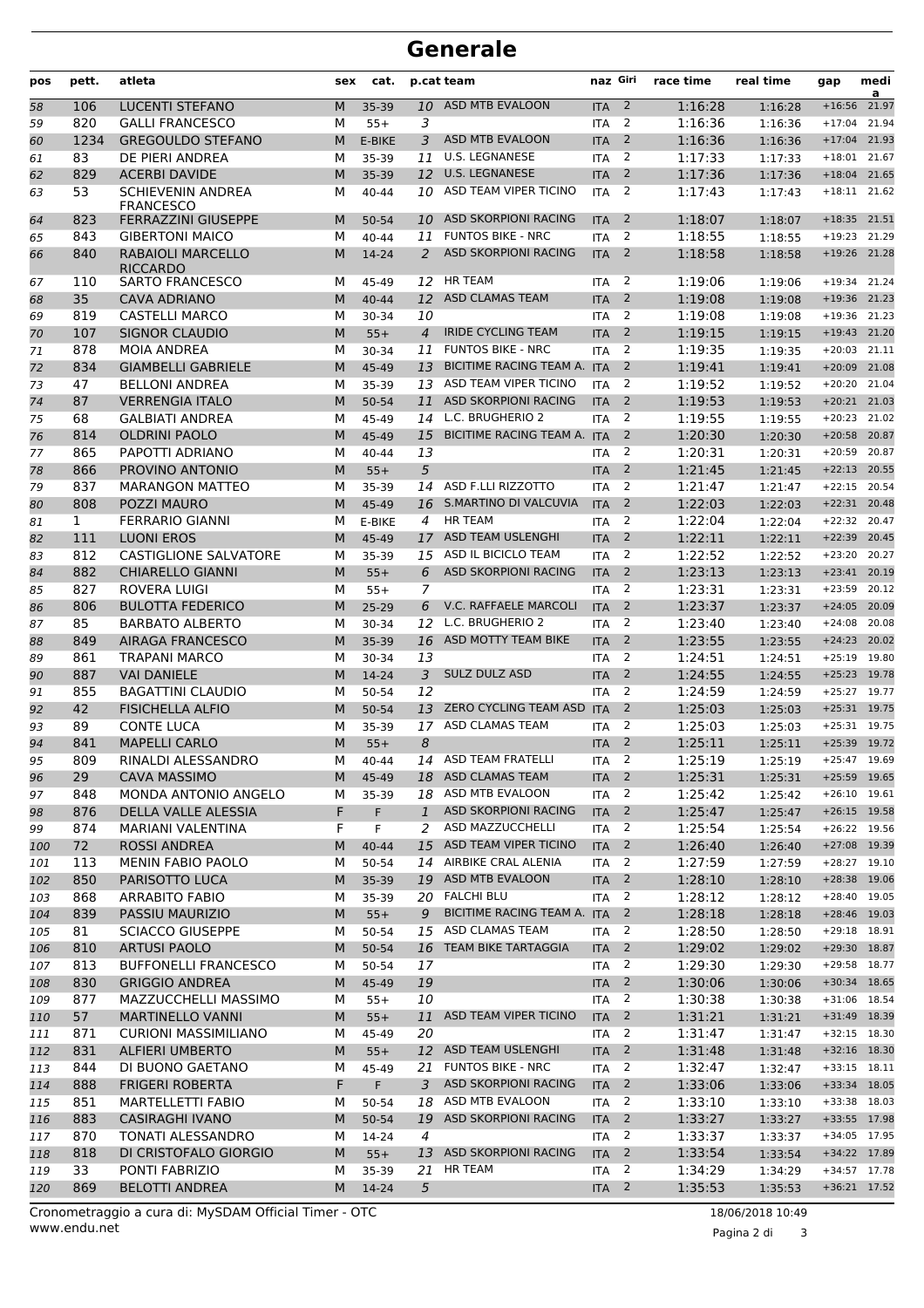# Generale

| pos | pett. | atleta | sex | cat. | p.cat | team | naz | Giri | race time | real time | gap | media |
|---|---|---|---|---|---|---|---|---|---|---|---|---|
| 58 | 106 | LUCENTI STEFANO | M | 35-39 | 10 | ASD MTB EVALOON | ITA | 2 | 1:16:28 | 1:16:28 | +16:56 | 21.97 |
| 59 | 820 | GALLI FRANCESCO | M | 55+ | 3 | | ITA | 2 | 1:16:36 | 1:16:36 | +17:04 | 21.94 |
| 60 | 1234 | GREGOULDO STEFANO | M | E-BIKE | 3 | ASD MTB EVALOON | ITA | 2 | 1:16:36 | 1:16:36 | +17:04 | 21.93 |
| 61 | 83 | DE PIERI ANDREA | M | 35-39 | 11 | U.S. LEGNANESE | ITA | 2 | 1:17:33 | 1:17:33 | +18:01 | 21.67 |
| 62 | 829 | ACERBI DAVIDE | M | 35-39 | 12 | U.S. LEGNANESE | ITA | 2 | 1:17:36 | 1:17:36 | +18:04 | 21.65 |
| 63 | 53 | SCHIEVENIN ANDREA FRANCESCO | M | 40-44 | 10 | ASD TEAM VIPER TICINO | ITA | 2 | 1:17:43 | 1:17:43 | +18:11 | 21.62 |
| 64 | 823 | FERRAZZINI GIUSEPPE | M | 50-54 | 10 | ASD SKORPIONI RACING | ITA | 2 | 1:18:07 | 1:18:07 | +18:35 | 21.51 |
| 65 | 843 | GIBERTONI MAICO | M | 40-44 | 11 | FUNTOS BIKE - NRC | ITA | 2 | 1:18:55 | 1:18:55 | +19:23 | 21.29 |
| 66 | 840 | RABAIOLI MARCELLO RICCARDO | M | 14-24 | 2 | ASD SKORPIONI RACING | ITA | 2 | 1:18:58 | 1:18:58 | +19:26 | 21.28 |
| 67 | 110 | SARTO FRANCESCO | M | 45-49 | 12 | HR TEAM | ITA | 2 | 1:19:06 | 1:19:06 | +19:34 | 21.24 |
| 68 | 35 | CAVA ADRIANO | M | 40-44 | 12 | ASD CLAMAS TEAM | ITA | 2 | 1:19:08 | 1:19:08 | +19:36 | 21.23 |
| 69 | 819 | CASTELLI MARCO | M | 30-34 | 10 | | ITA | 2 | 1:19:08 | 1:19:08 | +19:36 | 21.23 |
| 70 | 107 | SIGNOR CLAUDIO | M | 55+ | 4 | IRIDE CYCLING TEAM | ITA | 2 | 1:19:15 | 1:19:15 | +19:43 | 21.20 |
| 71 | 878 | MOIA ANDREA | M | 30-34 | 11 | FUNTOS BIKE - NRC | ITA | 2 | 1:19:35 | 1:19:35 | +20:03 | 21.11 |
| 72 | 834 | GIAMBELLI GABRIELE | M | 45-49 | 13 | BICITIME RACING TEAM A. | ITA | 2 | 1:19:41 | 1:19:41 | +20:09 | 21.08 |
| 73 | 47 | BELLONI ANDREA | M | 35-39 | 13 | ASD TEAM VIPER TICINO | ITA | 2 | 1:19:52 | 1:19:52 | +20:20 | 21.04 |
| 74 | 87 | VERRENGIA ITALO | M | 50-54 | 11 | ASD SKORPIONI RACING | ITA | 2 | 1:19:53 | 1:19:53 | +20:21 | 21.03 |
| 75 | 68 | GALBIATI ANDREA | M | 45-49 | 14 | L.C. BRUGHERIO 2 | ITA | 2 | 1:19:55 | 1:19:55 | +20:23 | 21.02 |
| 76 | 814 | OLDRINI PAOLO | M | 45-49 | 15 | BICITIME RACING TEAM A. | ITA | 2 | 1:20:30 | 1:20:30 | +20:58 | 20.87 |
| 77 | 865 | PAPOTTI ADRIANO | M | 40-44 | 13 | | ITA | 2 | 1:20:31 | 1:20:31 | +20:59 | 20.87 |
| 78 | 866 | PROVINO ANTONIO | M | 55+ | 5 | | ITA | 2 | 1:21:45 | 1:21:45 | +22:13 | 20.55 |
| 79 | 837 | MARANGON MATTEO | M | 35-39 | 14 | ASD F.LLI RIZZOTTO | ITA | 2 | 1:21:47 | 1:21:47 | +22:15 | 20.54 |
| 80 | 808 | POZZI MAURO | M | 45-49 | 16 | S.MARTINO DI VALCUVIA | ITA | 2 | 1:22:03 | 1:22:03 | +22:31 | 20.48 |
| 81 | 1 | FERRARIO GIANNI | M | E-BIKE | 4 | HR TEAM | ITA | 2 | 1:22:04 | 1:22:04 | +22:32 | 20.47 |
| 82 | 111 | LUONI EROS | M | 45-49 | 17 | ASD TEAM USLENGHI | ITA | 2 | 1:22:11 | 1:22:11 | +22:39 | 20.45 |
| 83 | 812 | CASTIGLIONE SALVATORE | M | 35-39 | 15 | ASD IL BICICLO TEAM | ITA | 2 | 1:22:52 | 1:22:52 | +23:20 | 20.27 |
| 84 | 882 | CHIARELLO GIANNI | M | 55+ | 6 | ASD SKORPIONI RACING | ITA | 2 | 1:23:13 | 1:23:13 | +23:41 | 20.19 |
| 85 | 827 | ROVERA LUIGI | M | 55+ | 7 | | ITA | 2 | 1:23:31 | 1:23:31 | +23:59 | 20.12 |
| 86 | 806 | BULOTTA FEDERICO | M | 25-29 | 6 | V.C. RAFFAELE MARCOLI | ITA | 2 | 1:23:37 | 1:23:37 | +24:05 | 20.09 |
| 87 | 85 | BARBATO ALBERTO | M | 30-34 | 12 | L.C. BRUGHERIO 2 | ITA | 2 | 1:23:40 | 1:23:40 | +24:08 | 20.08 |
| 88 | 849 | AIRAGA FRANCESCO | M | 35-39 | 16 | ASD MOTTY TEAM BIKE | ITA | 2 | 1:23:55 | 1:23:55 | +24:23 | 20.02 |
| 89 | 861 | TRAPANI MARCO | M | 30-34 | 13 | | ITA | 2 | 1:24:51 | 1:24:51 | +25:19 | 19.80 |
| 90 | 887 | VAI DANIELE | M | 14-24 | 3 | SULZ DULZ ASD | ITA | 2 | 1:24:55 | 1:24:55 | +25:23 | 19.78 |
| 91 | 855 | BAGATTINI CLAUDIO | M | 50-54 | 12 | | ITA | 2 | 1:24:59 | 1:24:59 | +25:27 | 19.77 |
| 92 | 42 | FISICHELLA ALFIO | M | 50-54 | 13 | ZERO CYCLING TEAM ASD | ITA | 2 | 1:25:03 | 1:25:03 | +25:31 | 19.75 |
| 93 | 89 | CONTE LUCA | M | 35-39 | 17 | ASD CLAMAS TEAM | ITA | 2 | 1:25:03 | 1:25:03 | +25:31 | 19.75 |
| 94 | 841 | MAPELLI CARLO | M | 55+ | 8 | | ITA | 2 | 1:25:11 | 1:25:11 | +25:39 | 19.72 |
| 95 | 809 | RINALDI ALESSANDRO | M | 40-44 | 14 | ASD TEAM FRATELLI | ITA | 2 | 1:25:19 | 1:25:19 | +25:47 | 19.69 |
| 96 | 29 | CAVA MASSIMO | M | 45-49 | 18 | ASD CLAMAS TEAM | ITA | 2 | 1:25:31 | 1:25:31 | +25:59 | 19.65 |
| 97 | 848 | MONDA ANTONIO ANGELO | M | 35-39 | 18 | ASD MTB EVALOON | ITA | 2 | 1:25:42 | 1:25:42 | +26:10 | 19.61 |
| 98 | 876 | DELLA VALLE ALESSIA | F | F | 1 | ASD SKORPIONI RACING | ITA | 2 | 1:25:47 | 1:25:47 | +26:15 | 19.58 |
| 99 | 874 | MARIANI VALENTINA | F | F | 2 | ASD MAZZUCCHELLI | ITA | 2 | 1:25:54 | 1:25:54 | +26:22 | 19.56 |
| 100 | 72 | ROSSI ANDREA | M | 40-44 | 15 | ASD TEAM VIPER TICINO | ITA | 2 | 1:26:40 | 1:26:40 | +27:08 | 19.39 |
| 101 | 113 | MENIN FABIO PAOLO | M | 50-54 | 14 | AIRBIKE CRAL ALENIA | ITA | 2 | 1:27:59 | 1:27:59 | +28:27 | 19.10 |
| 102 | 850 | PARISOTTO LUCA | M | 35-39 | 19 | ASD MTB EVALOON | ITA | 2 | 1:28:10 | 1:28:10 | +28:38 | 19.06 |
| 103 | 868 | ARRABITO FABIO | M | 35-39 | 20 | FALCHI BLU | ITA | 2 | 1:28:12 | 1:28:12 | +28:40 | 19.05 |
| 104 | 839 | PASSIU MAURIZIO | M | 55+ | 9 | BICITIME RACING TEAM A. | ITA | 2 | 1:28:18 | 1:28:18 | +28:46 | 19.03 |
| 105 | 81 | SCIACCO GIUSEPPE | M | 50-54 | 15 | ASD CLAMAS TEAM | ITA | 2 | 1:28:50 | 1:28:50 | +29:18 | 18.91 |
| 106 | 810 | ARTUSI PAOLO | M | 50-54 | 16 | TEAM BIKE TARTAGGIA | ITA | 2 | 1:29:02 | 1:29:02 | +29:30 | 18.87 |
| 107 | 813 | BUFFONELLI FRANCESCO | M | 50-54 | 17 | | ITA | 2 | 1:29:30 | 1:29:30 | +29:58 | 18.77 |
| 108 | 830 | GRIGGIO ANDREA | M | 45-49 | 19 | | ITA | 2 | 1:30:06 | 1:30:06 | +30:34 | 18.65 |
| 109 | 877 | MAZZUCCHELLI MASSIMO | M | 55+ | 10 | | ITA | 2 | 1:30:38 | 1:30:38 | +31:06 | 18.54 |
| 110 | 57 | MARTINELLO VANNI | M | 55+ | 11 | ASD TEAM VIPER TICINO | ITA | 2 | 1:31:21 | 1:31:21 | +31:49 | 18.39 |
| 111 | 871 | CURIONI MASSIMILIANO | M | 45-49 | 20 | | ITA | 2 | 1:31:47 | 1:31:47 | +32:15 | 18.30 |
| 112 | 831 | ALFIERI UMBERTO | M | 55+ | 12 | ASD TEAM USLENGHI | ITA | 2 | 1:31:48 | 1:31:48 | +32:16 | 18.30 |
| 113 | 844 | DI BUONO GAETANO | M | 45-49 | 21 | FUNTOS BIKE - NRC | ITA | 2 | 1:32:47 | 1:32:47 | +33:15 | 18.11 |
| 114 | 888 | FRIGERI ROBERTA | F | F | 3 | ASD SKORPIONI RACING | ITA | 2 | 1:33:06 | 1:33:06 | +33:34 | 18.05 |
| 115 | 851 | MARTELLETTI FABIO | M | 50-54 | 18 | ASD MTB EVALOON | ITA | 2 | 1:33:10 | 1:33:10 | +33:38 | 18.03 |
| 116 | 883 | CASIRAGHI IVANO | M | 50-54 | 19 | ASD SKORPIONI RACING | ITA | 2 | 1:33:27 | 1:33:27 | +33:55 | 17.98 |
| 117 | 870 | TONATI ALESSANDRO | M | 14-24 | 4 | | ITA | 2 | 1:33:37 | 1:33:37 | +34:05 | 17.95 |
| 118 | 818 | DI CRISTOFALO GIORGIO | M | 55+ | 13 | ASD SKORPIONI RACING | ITA | 2 | 1:33:54 | 1:33:54 | +34:22 | 17.89 |
| 119 | 33 | PONTI FABRIZIO | M | 35-39 | 21 | HR TEAM | ITA | 2 | 1:34:29 | 1:34:29 | +34:57 | 17.78 |
| 120 | 869 | BELOTTI ANDREA | M | 14-24 | 5 | | ITA | 2 | 1:35:53 | 1:35:53 | +36:21 | 17.52 |

Cronometraggio a cura di: MySDAM Official Timer - OTC
www.endu.net

18/06/2018 10:49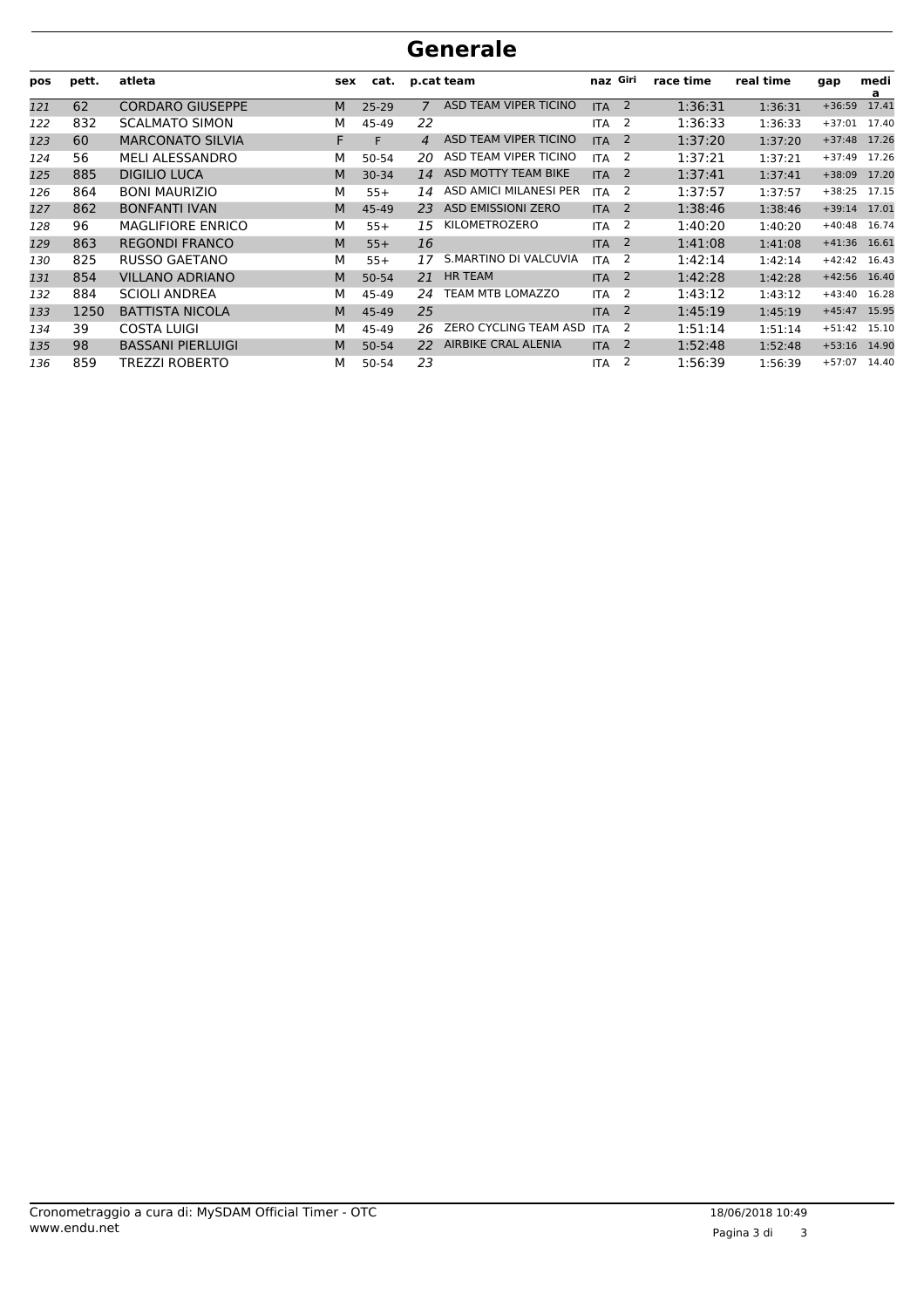# Generale

| pos | pett. | atleta | sex | cat. | p.cat | team | naz | Giri | race time | real time | gap | media |
|---|---|---|---|---|---|---|---|---|---|---|---|---|
| 121 | 62 | CORDARO GIUSEPPE | M | 25-29 | 7 | ASD TEAM VIPER TICINO | ITA | 2 | 1:36:31 | 1:36:31 | +36:59 | 17.41 |
| 122 | 832 | SCALMATO SIMON | M | 45-49 | 22 | | ITA | 2 | 1:36:33 | 1:36:33 | +37:01 | 17.40 |
| 123 | 60 | MARCONATO SILVIA | F | F | 4 | ASD TEAM VIPER TICINO | ITA | 2 | 1:37:20 | 1:37:20 | +37:48 | 17.26 |
| 124 | 56 | MELI ALESSANDRO | M | 50-54 | 20 | ASD TEAM VIPER TICINO | ITA | 2 | 1:37:21 | 1:37:21 | +37:49 | 17.26 |
| 125 | 885 | DIGILIO LUCA | M | 30-34 | 14 | ASD MOTTY TEAM BIKE | ITA | 2 | 1:37:41 | 1:37:41 | +38:09 | 17.20 |
| 126 | 864 | BONI MAURIZIO | M | 55+ | 14 | ASD AMICI MILANESI PER | ITA | 2 | 1:37:57 | 1:37:57 | +38:25 | 17.15 |
| 127 | 862 | BONFANTI IVAN | M | 45-49 | 23 | ASD EMISSIONI ZERO | ITA | 2 | 1:38:46 | 1:38:46 | +39:14 | 17.01 |
| 128 | 96 | MAGLIFIORE ENRICO | M | 55+ | 15 | KILOMETROZERO | ITA | 2 | 1:40:20 | 1:40:20 | +40:48 | 16.74 |
| 129 | 863 | REGONDI FRANCO | M | 55+ | 16 | | ITA | 2 | 1:41:08 | 1:41:08 | +41:36 | 16.61 |
| 130 | 825 | RUSSO GAETANO | M | 55+ | 17 | S.MARTINO DI VALCUVIA | ITA | 2 | 1:42:14 | 1:42:14 | +42:42 | 16.43 |
| 131 | 854 | VILLANO ADRIANO | M | 50-54 | 21 | HR TEAM | ITA | 2 | 1:42:28 | 1:42:28 | +42:56 | 16.40 |
| 132 | 884 | SCIOLI ANDREA | M | 45-49 | 24 | TEAM MTB LOMAZZO | ITA | 2 | 1:43:12 | 1:43:12 | +43:40 | 16.28 |
| 133 | 1250 | BATTISTA NICOLA | M | 45-49 | 25 | | ITA | 2 | 1:45:19 | 1:45:19 | +45:47 | 15.95 |
| 134 | 39 | COSTA LUIGI | M | 45-49 | 26 | ZERO CYCLING TEAM ASD | ITA | 2 | 1:51:14 | 1:51:14 | +51:42 | 15.10 |
| 135 | 98 | BASSANI PIERLUIGI | M | 50-54 | 22 | AIRBIKE CRAL ALENIA | ITA | 2 | 1:52:48 | 1:52:48 | +53:16 | 14.90 |
| 136 | 859 | TREZZI ROBERTO | M | 50-54 | 23 | | ITA | 2 | 1:56:39 | 1:56:39 | +57:07 | 14.40 |

Cronometraggio a cura di: MySDAM Official Timer - OTC
www.endu.net

18/06/2018 10:49